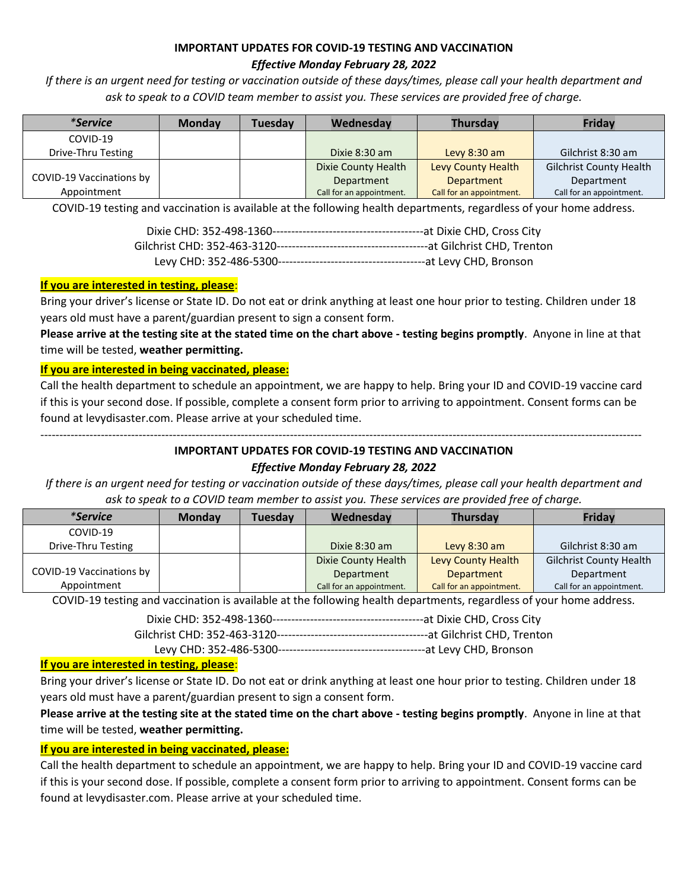**IMPORTANT UPDATES FOR COVID-19 TESTING AND VACCINATION**

***Effective Monday February 28, 2022***

*If there is an urgent need for testing or vaccination outside of these days/times, please call your health department and ask to speak to a COVID team member to assist you. These services are provided free of charge.*

| ****Service*** | **Monday** | **Tuesday** | **Wednesday** | **Thursday** | **Friday** |
|---|---|---|---|---|---|
| COVID-19 Drive-Thru Testing | | | Dixie 8:30 am | Levy 8:30 am | Gilchrist 8:30 am |
| COVID-19 Vaccinations by Appointment | | | Dixie County Health Department Call for an appointment. | Levy County Health Department Call for an appointment. | Gilchrist County Health Department Call for an appointment. |

COVID-19 testing and vaccination is available at the following health departments, regardless of your home address.

Dixie CHD: 352-498-1360----------------------------------------at Dixie CHD, Cross City
Gilchrist CHD: 352-463-3120----------------------------------------at Gilchrist CHD, Trenton
Levy CHD: 352-486-5300---------------------------------------at Levy CHD, Bronson

**If you are interested in testing, please**:

Bring your driver's license or State ID. Do not eat or drink anything at least one hour prior to testing. Children under 18 years old must have a parent/guardian present to sign a consent form.

**Please arrive at the testing site at the stated time on the chart above - testing begins promptly**. Anyone in line at that time will be tested, **weather permitting.**

**If you are interested in being vaccinated, please:**

Call the health department to schedule an appointment, we are happy to help. Bring your ID and COVID-19 vaccine card if this is your second dose. If possible, complete a consent form prior to arriving to appointment. Consent forms can be found at levydisaster.com. Please arrive at your scheduled time.

---

**IMPORTANT UPDATES FOR COVID-19 TESTING AND VACCINATION**

***Effective Monday February 28, 2022***

*If there is an urgent need for testing or vaccination outside of these days/times, please call your health department and ask to speak to a COVID team member to assist you. These services are provided free of charge.*

| ****Service*** | **Monday** | **Tuesday** | **Wednesday** | **Thursday** | **Friday** |
|---|---|---|---|---|---|
| COVID-19 Drive-Thru Testing | | | Dixie 8:30 am | Levy 8:30 am | Gilchrist 8:30 am |
| COVID-19 Vaccinations by Appointment | | | Dixie County Health Department Call for an appointment. | Levy County Health Department Call for an appointment. | Gilchrist County Health Department Call for an appointment. |

COVID-19 testing and vaccination is available at the following health departments, regardless of your home address.

Dixie CHD: 352-498-1360----------------------------------------at Dixie CHD, Cross City
Gilchrist CHD: 352-463-3120----------------------------------------at Gilchrist CHD, Trenton
Levy CHD: 352-486-5300---------------------------------------at Levy CHD, Bronson

**If you are interested in testing, please**:

Bring your driver's license or State ID. Do not eat or drink anything at least one hour prior to testing. Children under 18 years old must have a parent/guardian present to sign a consent form.

**Please arrive at the testing site at the stated time on the chart above - testing begins promptly**. Anyone in line at that time will be tested, **weather permitting.**

**If you are interested in being vaccinated, please:**

Call the health department to schedule an appointment, we are happy to help. Bring your ID and COVID-19 vaccine card if this is your second dose. If possible, complete a consent form prior to arriving to appointment. Consent forms can be found at levydisaster.com. Please arrive at your scheduled time.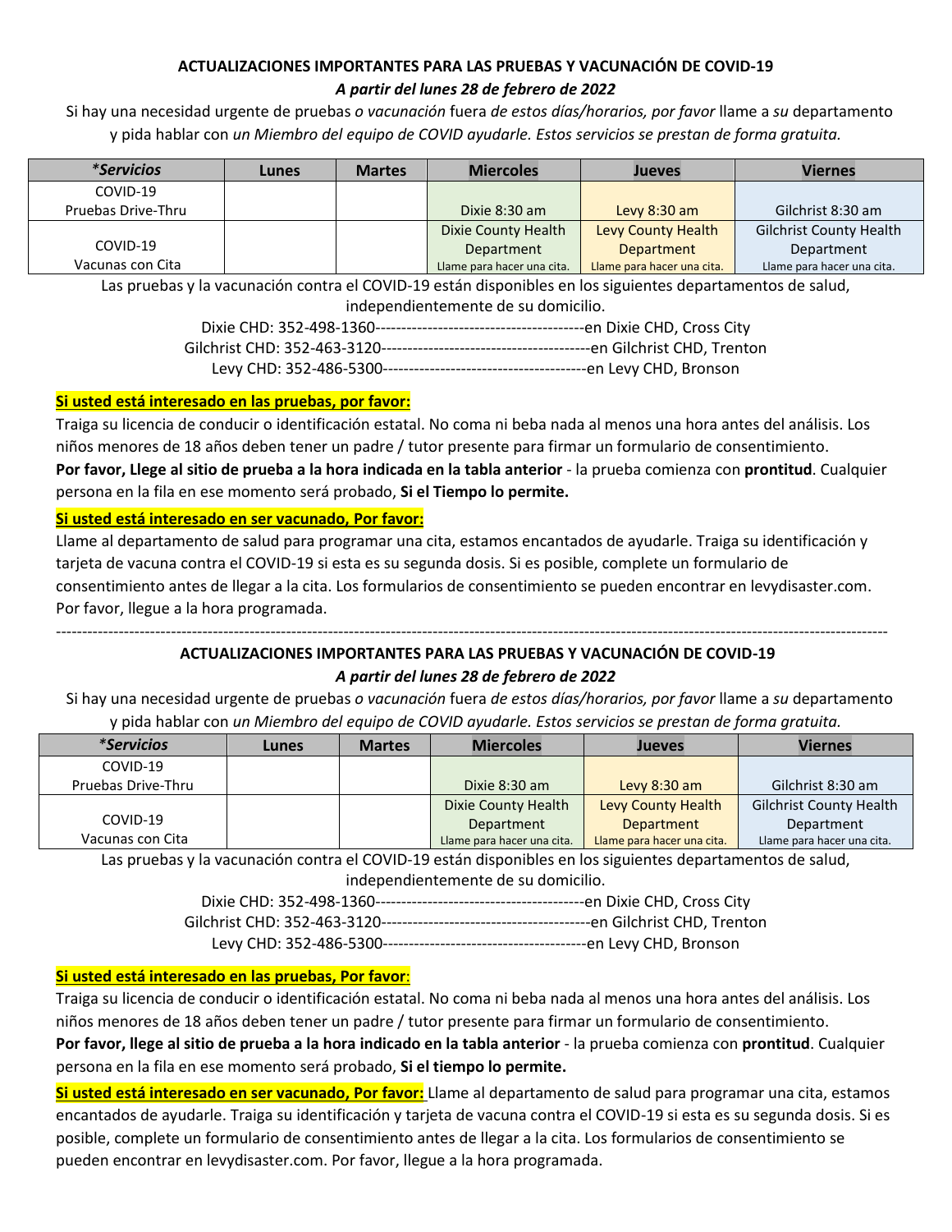**ACTUALIZACIONES IMPORTANTES PARA LAS PRUEBAS Y VACUNACIÓN DE COVID-19**

***A partir del lunes 28 de febrero de 2022***

Si hay una necesidad urgente de pruebas *o vacunación* fuera *de estos días/horarios, por favor* llame a *su* departamento y pida hablar con *un Miembro del equipo de COVID ayudarle. Estos servicios se prestan de forma gratuita.*

| ****Servicios*** | **Lunes** | **Martes** | **Miercoles** | **Jueves** | **Viernes** |
|---|---|---|---|---|---|
| COVID-19 Pruebas Drive-Thru | | | Dixie 8:30 am | Levy 8:30 am | Gilchrist 8:30 am |
| COVID-19 Vacunas con Cita | | | Dixie County Health Department Llame para hacer una cita. | Levy County Health Department Llame para hacer una cita. | Gilchrist County Health Department Llame para hacer una cita. |

Las pruebas y la vacunación contra el COVID-19 están disponibles en los siguientes departamentos de salud, independientemente de su domicilio.

Dixie CHD: 352-498-1360----------------------------------------en Dixie CHD, Cross City
Gilchrist CHD: 352-463-3120----------------------------------------en Gilchrist CHD, Trenton
Levy CHD: 352-486-5300---------------------------------------en Levy CHD, Bronson

**Si usted está interesado en las pruebas, por favor:**

Traiga su licencia de conducir o identificación estatal. No coma ni beba nada al menos una hora antes del análisis. Los niños menores de 18 años deben tener un padre / tutor presente para firmar un formulario de consentimiento.
**Por favor, Llege al sitio de prueba a la hora indicada en la tabla anterior** - la prueba comienza con **prontitud**. Cualquier persona en la fila en ese momento será probado, **Si el Tiempo lo permite.**

**Si usted está interesado en ser vacunado, Por favor:**

Llame al departamento de salud para programar una cita, estamos encantados de ayudarle. Traiga su identificación y tarjeta de vacuna contra el COVID-19 si esta es su segunda dosis. Si es posible, complete un formulario de consentimiento antes de llegar a la cita. Los formularios de consentimiento se pueden encontrar en levydisaster.com. Por favor, llegue a la hora programada.

---

**ACTUALIZACIONES IMPORTANTES PARA LAS PRUEBAS Y VACUNACIÓN DE COVID-19**

***A partir del lunes 28 de febrero de 2022***

Si hay una necesidad urgente de pruebas *o vacunación* fuera *de estos días/horarios, por favor* llame a *su* departamento y pida hablar con *un Miembro del equipo de COVID ayudarle. Estos servicios se prestan de forma gratuita.*

| ****Servicios*** | **Lunes** | **Martes** | **Miercoles** | **Jueves** | **Viernes** |
|---|---|---|---|---|---|
| COVID-19 Pruebas Drive-Thru | | | Dixie 8:30 am | Levy 8:30 am | Gilchrist 8:30 am |
| COVID-19 Vacunas con Cita | | | Dixie County Health Department Llame para hacer una cita. | Levy County Health Department Llame para hacer una cita. | Gilchrist County Health Department Llame para hacer una cita. |

Las pruebas y la vacunación contra el COVID-19 están disponibles en los siguientes departamentos de salud, independientemente de su domicilio.

Dixie CHD: 352-498-1360----------------------------------------en Dixie CHD, Cross City
Gilchrist CHD: 352-463-3120----------------------------------------en Gilchrist CHD, Trenton
Levy CHD: 352-486-5300---------------------------------------en Levy CHD, Bronson

**Si usted está interesado en las pruebas, Por favor**:

Traiga su licencia de conducir o identificación estatal. No coma ni beba nada al menos una hora antes del análisis. Los niños menores de 18 años deben tener un padre / tutor presente para firmar un formulario de consentimiento.
**Por favor, llege al sitio de prueba a la hora indicado en la tabla anterior** - la prueba comienza con **prontitud**. Cualquier persona en la fila en ese momento será probado, **Si el tiempo lo permite.**

**Si usted está interesado en ser vacunado, Por favor:** Llame al departamento de salud para programar una cita, estamos encantados de ayudarle. Traiga su identificación y tarjeta de vacuna contra el COVID-19 si esta es su segunda dosis. Si es posible, complete un formulario de consentimiento antes de llegar a la cita. Los formularios de consentimiento se pueden encontrar en levydisaster.com. Por favor, llegue a la hora programada.